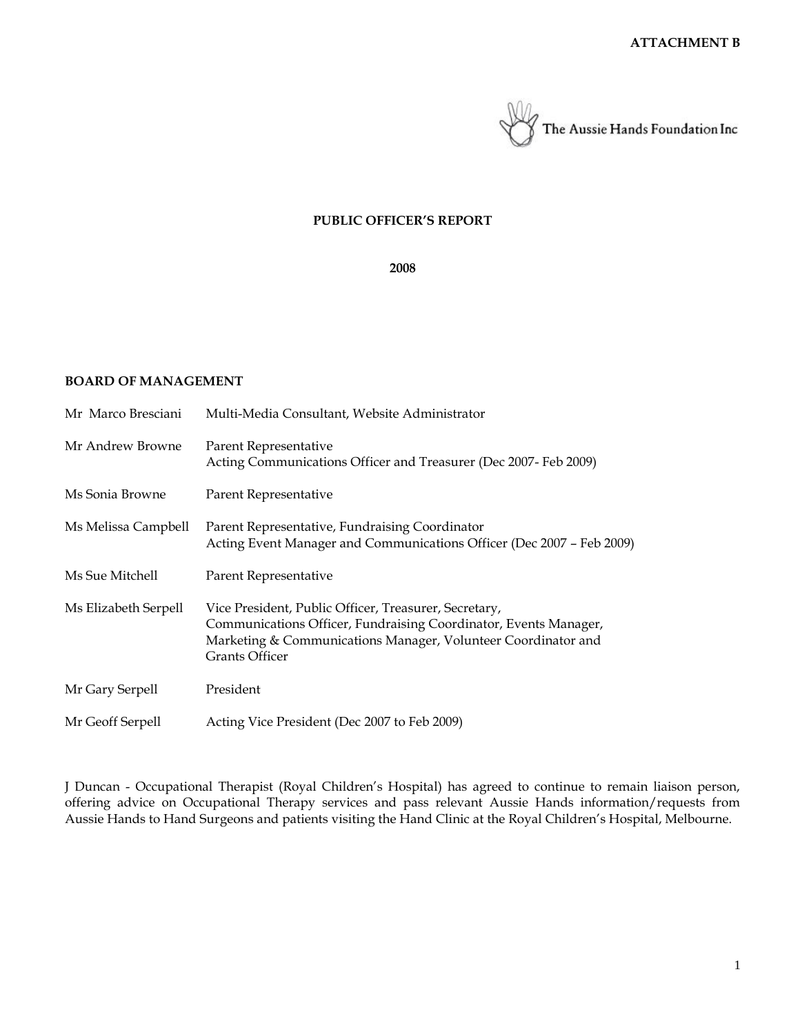**ATTACHMENT B**

The Aussie Hands Foundation Inc

# PUBLIC OFFICER'S REPORT

**2008**

## BOARD OF MANAGEMENT

| | |
|---|---|
| Mr Marco Bresciani | Multi-Media Consultant, Website Administrator |
| Mr Andrew Browne | Parent Representative<br>Acting Communications Officer and Treasurer (Dec 2007- Feb 2009) |
| Ms Sonia Browne | Parent Representative |
| Ms Melissa Campbell | Parent Representative, Fundraising Coordinator<br>Acting Event Manager and Communications Officer (Dec 2007 – Feb 2009) |
| Ms Sue Mitchell | Parent Representative |
| Ms Elizabeth Serpell | Vice President, Public Officer, Treasurer, Secretary, Communications Officer, Fundraising Coordinator, Events Manager, Marketing & Communications Manager, Volunteer Coordinator and Grants Officer |
| Mr Gary Serpell | President |
| Mr Geoff Serpell | Acting Vice President (Dec 2007 to Feb 2009) |

J Duncan - Occupational Therapist (Royal Children's Hospital) has agreed to continue to remain liaison person, offering advice on Occupational Therapy services and pass relevant Aussie Hands information/requests from Aussie Hands to Hand Surgeons and patients visiting the Hand Clinic at the Royal Children's Hospital, Melbourne.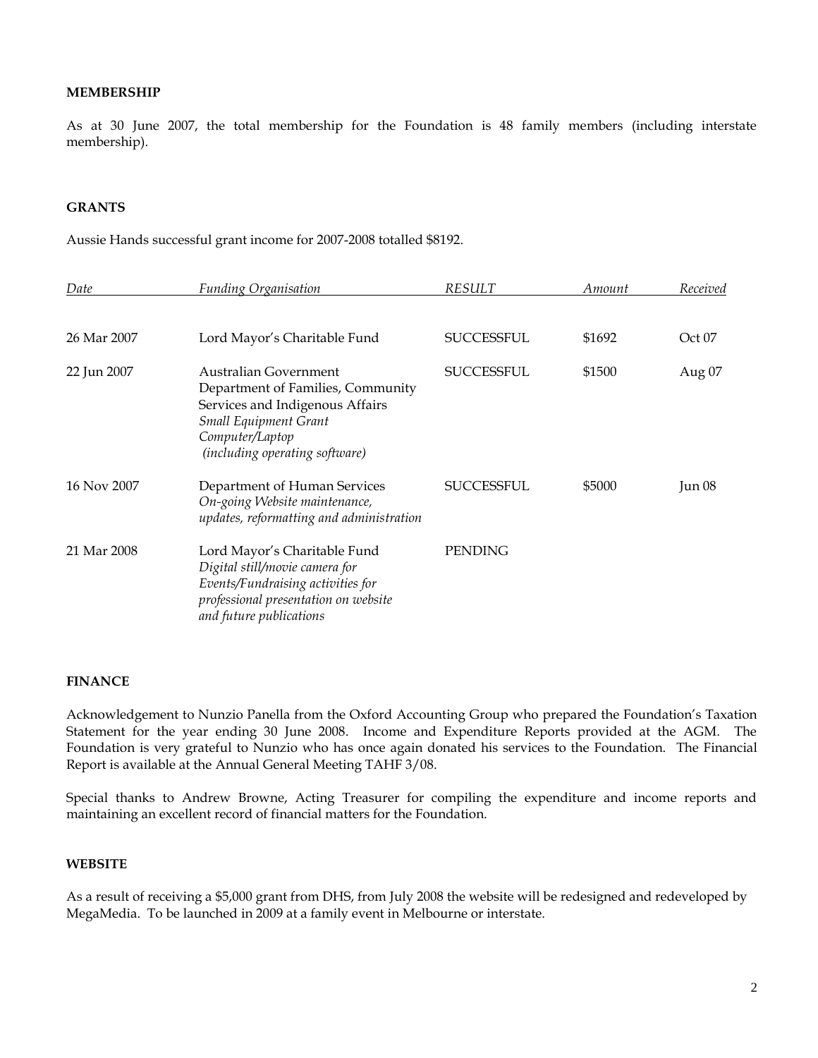**MEMBERSHIP**

As at 30 June 2007, the total membership for the Foundation is 48 family members (including interstate membership).

**GRANTS**

Aussie Hands successful grant income for 2007-2008 totalled $8192.

| *Date* | *Funding Organisation* | *RESULT* | *Amount* | *Received* |
|---|---|---|---|---|
| 26 Mar 2007 | Lord Mayor's Charitable Fund | SUCCESSFUL | $1692 | Oct 07 |
| 22 Jun 2007 | Australian Government Department of Families, Community Services and Indigenous Affairs *Small Equipment Grant Computer/Laptop (including operating software)* | SUCCESSFUL | $1500 | Aug 07 |
| 16 Nov 2007 | Department of Human Services *On-going Website maintenance, updates, reformatting and administration* | SUCCESSFUL | $5000 | Jun 08 |
| 21 Mar 2008 | Lord Mayor's Charitable Fund *Digital still/movie camera for Events/Fundraising activities for professional presentation on website and future publications* | PENDING | | |

**FINANCE**

Acknowledgement to Nunzio Panella from the Oxford Accounting Group who prepared the Foundation's Taxation Statement for the year ending 30 June 2008. Income and Expenditure Reports provided at the AGM. The Foundation is very grateful to Nunzio who has once again donated his services to the Foundation. The Financial Report is available at the Annual General Meeting TAHF 3/08.

Special thanks to Andrew Browne, Acting Treasurer for compiling the expenditure and income reports and maintaining an excellent record of financial matters for the Foundation.

**WEBSITE**

As a result of receiving a $5,000 grant from DHS, from July 2008 the website will be redesigned and redeveloped by MegaMedia. To be launched in 2009 at a family event in Melbourne or interstate.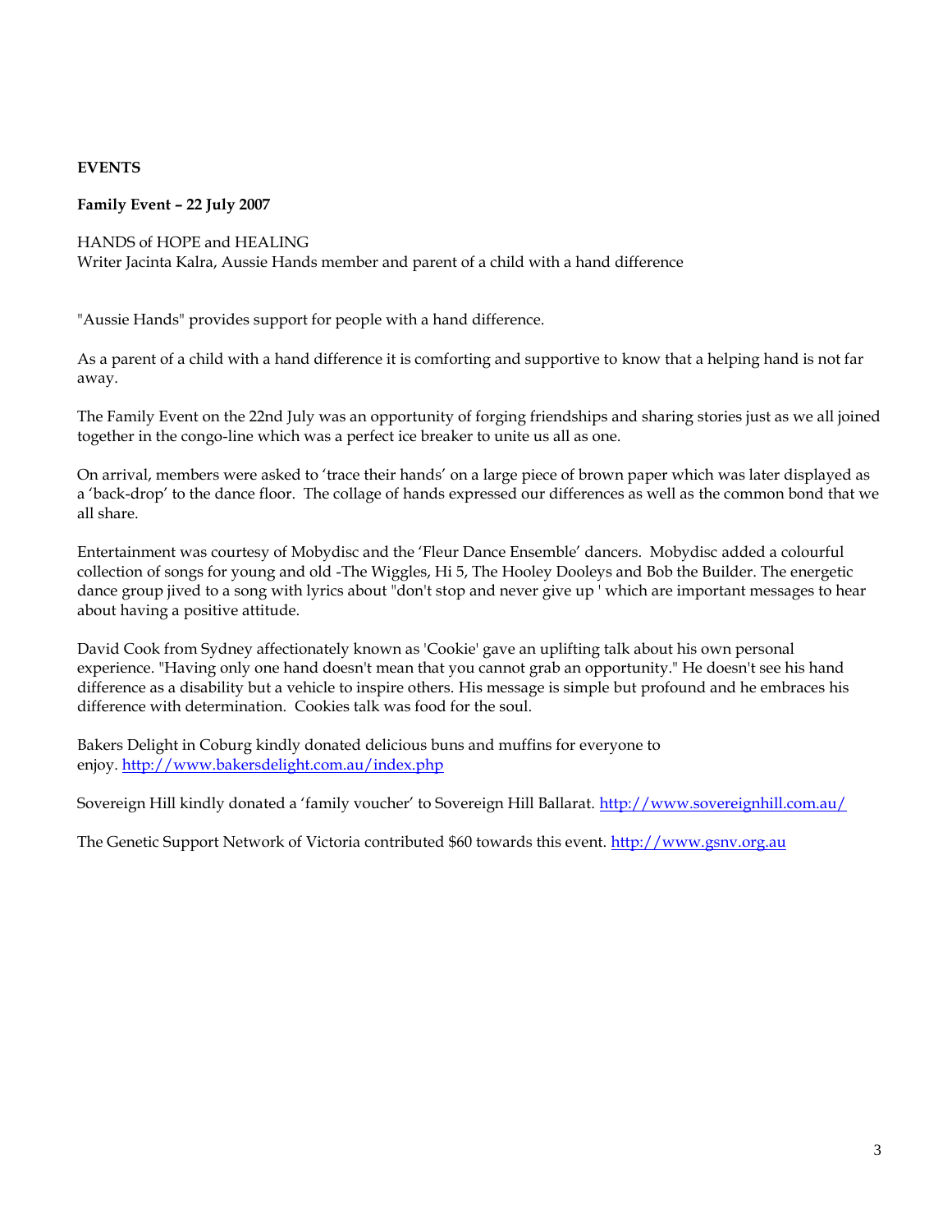**EVENTS**

**Family Event – 22 July 2007**

HANDS of HOPE and HEALING
Writer Jacinta Kalra, Aussie Hands member and parent of a child with a hand difference

"Aussie Hands" provides support for people with a hand difference.

As a parent of a child with a hand difference it is comforting and supportive to know that a helping hand is not far away.

The Family Event on the 22nd July was an opportunity of forging friendships and sharing stories just as we all joined together in the congo-line which was a perfect ice breaker to unite us all as one.

On arrival, members were asked to 'trace their hands' on a large piece of brown paper which was later displayed as a 'back-drop' to the dance floor. The collage of hands expressed our differences as well as the common bond that we all share.

Entertainment was courtesy of Mobydisc and the 'Fleur Dance Ensemble' dancers. Mobydisc added a colourful collection of songs for young and old -The Wiggles, Hi 5, The Hooley Dooleys and Bob the Builder. The energetic dance group jived to a song with lyrics about "don't stop and never give up ' which are important messages to hear about having a positive attitude.

David Cook from Sydney affectionately known as 'Cookie' gave an uplifting talk about his own personal experience. "Having only one hand doesn't mean that you cannot grab an opportunity." He doesn't see his hand difference as a disability but a vehicle to inspire others. His message is simple but profound and he embraces his difference with determination. Cookies talk was food for the soul.

Bakers Delight in Coburg kindly donated delicious buns and muffins for everyone to enjoy. http://www.bakersdelight.com.au/index.php

Sovereign Hill kindly donated a 'family voucher' to Sovereign Hill Ballarat. http://www.sovereignhill.com.au/

The Genetic Support Network of Victoria contributed $60 towards this event. http://www.gsnv.org.au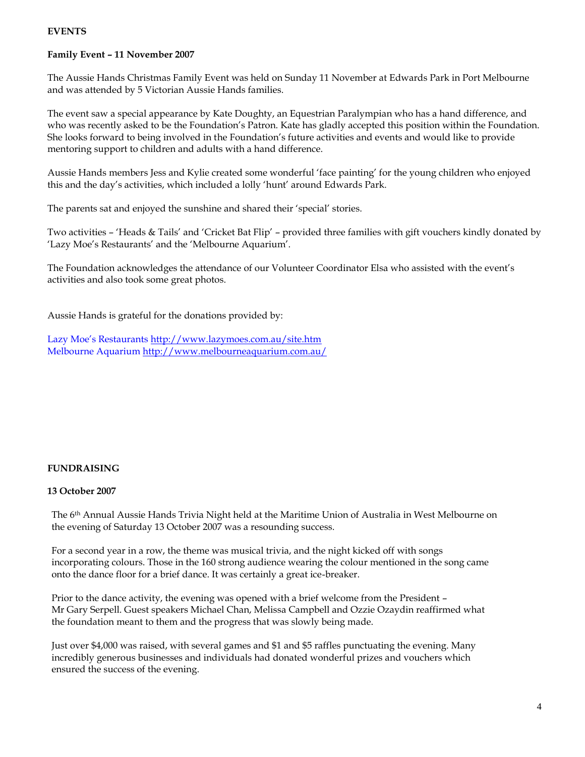## EVENTS

### Family Event – 11 November 2007

The Aussie Hands Christmas Family Event was held on Sunday 11 November at Edwards Park in Port Melbourne and was attended by 5 Victorian Aussie Hands families.

The event saw a special appearance by Kate Doughty, an Equestrian Paralympian who has a hand difference, and who was recently asked to be the Foundation's Patron. Kate has gladly accepted this position within the Foundation. She looks forward to being involved in the Foundation's future activities and events and would like to provide mentoring support to children and adults with a hand difference.

Aussie Hands members Jess and Kylie created some wonderful 'face painting' for the young children who enjoyed this and the day's activities, which included a lolly 'hunt' around Edwards Park.

The parents sat and enjoyed the sunshine and shared their 'special' stories.

Two activities – 'Heads & Tails' and 'Cricket Bat Flip' – provided three families with gift vouchers kindly donated by 'Lazy Moe's Restaurants' and the 'Melbourne Aquarium'.

The Foundation acknowledges the attendance of our Volunteer Coordinator Elsa who assisted with the event's activities and also took some great photos.

Aussie Hands is grateful for the donations provided by:

Lazy Moe's Restaurants http://www.lazymoes.com.au/site.htm
Melbourne Aquarium http://www.melbourneaquarium.com.au/

## FUNDRAISING

### 13 October 2007

The 6th Annual Aussie Hands Trivia Night held at the Maritime Union of Australia in West Melbourne on the evening of Saturday 13 October 2007 was a resounding success.

For a second year in a row, the theme was musical trivia, and the night kicked off with songs incorporating colours. Those in the 160 strong audience wearing the colour mentioned in the song came onto the dance floor for a brief dance. It was certainly a great ice-breaker.

Prior to the dance activity, the evening was opened with a brief welcome from the President – Mr Gary Serpell. Guest speakers Michael Chan, Melissa Campbell and Ozzie Ozaydin reaffirmed what the foundation meant to them and the progress that was slowly being made.

Just over $4,000 was raised, with several games and $1 and $5 raffles punctuating the evening. Many incredibly generous businesses and individuals had donated wonderful prizes and vouchers which ensured the success of the evening.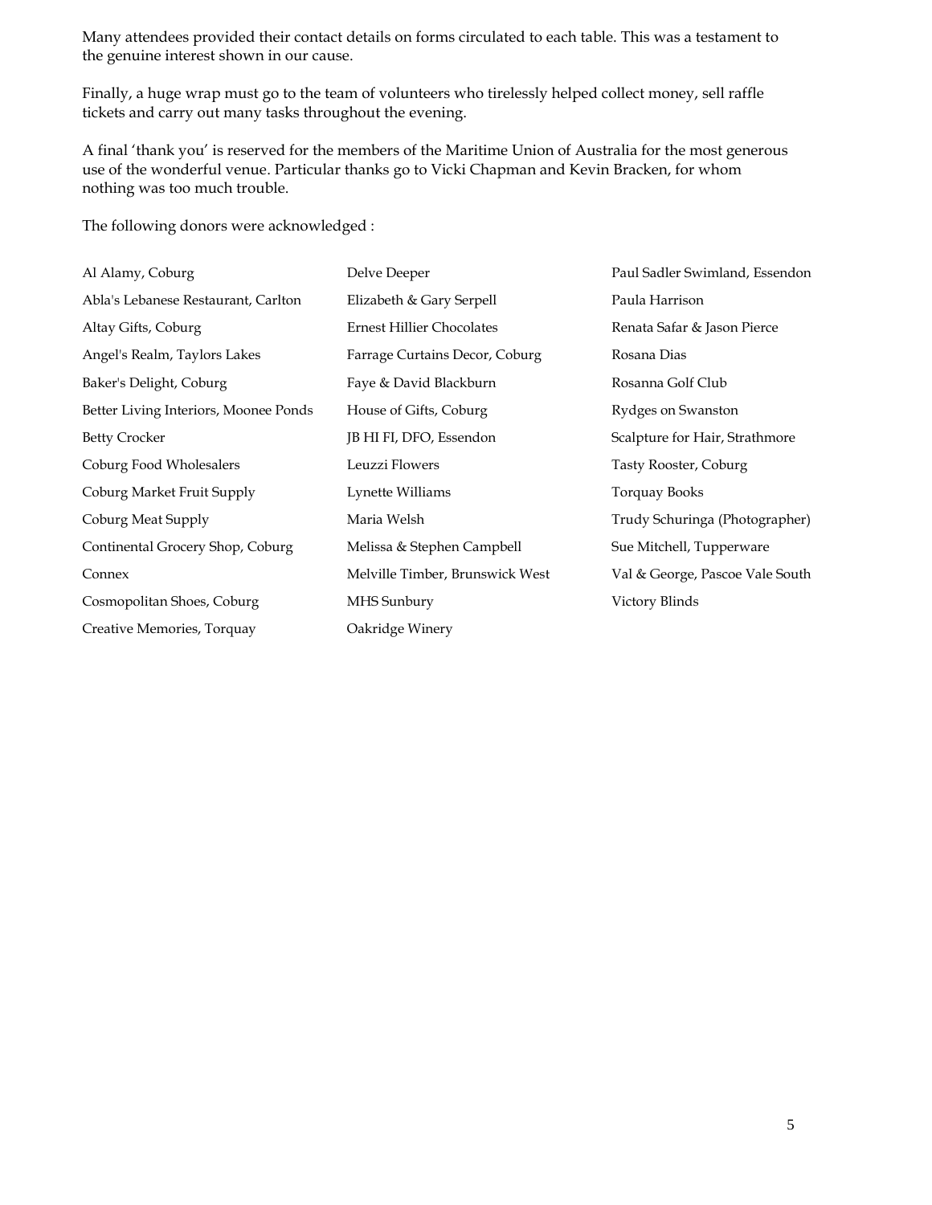Many attendees provided their contact details on forms circulated to each table. This was a testament to the genuine interest shown in our cause.

Finally, a huge wrap must go to the team of volunteers who tirelessly helped collect money, sell raffle tickets and carry out many tasks throughout the evening.

A final 'thank you' is reserved for the members of the Maritime Union of Australia for the most generous use of the wonderful venue. Particular thanks go to Vicki Chapman and Kevin Bracken, for whom nothing was too much trouble.

The following donors were acknowledged :

- Al Alamy, Coburg
- Abla's Lebanese Restaurant, Carlton
- Altay Gifts, Coburg
- Angel's Realm, Taylors Lakes
- Baker's Delight, Coburg
- Better Living Interiors, Moonee Ponds
- Betty Crocker
- Coburg Food Wholesalers
- Coburg Market Fruit Supply
- Coburg Meat Supply
- Continental Grocery Shop, Coburg
- Connex
- Cosmopolitan Shoes, Coburg
- Creative Memories, Torquay
- Delve Deeper
- Elizabeth & Gary Serpell
- Ernest Hillier Chocolates
- Farrage Curtains Decor, Coburg
- Faye & David Blackburn
- House of Gifts, Coburg
- JB HI FI, DFO, Essendon
- Leuzzi Flowers
- Lynette Williams
- Maria Welsh
- Melissa & Stephen Campbell
- Melville Timber, Brunswick West
- MHS Sunbury
- Oakridge Winery
- Paul Sadler Swimland, Essendon
- Paula Harrison
- Renata Safar & Jason Pierce
- Rosana Dias
- Rosanna Golf Club
- Rydges on Swanston
- Scalpture for Hair, Strathmore
- Tasty Rooster, Coburg
- Torquay Books
- Trudy Schuringa (Photographer)
- Sue Mitchell, Tupperware
- Val & George, Pascoe Vale South
- Victory Blinds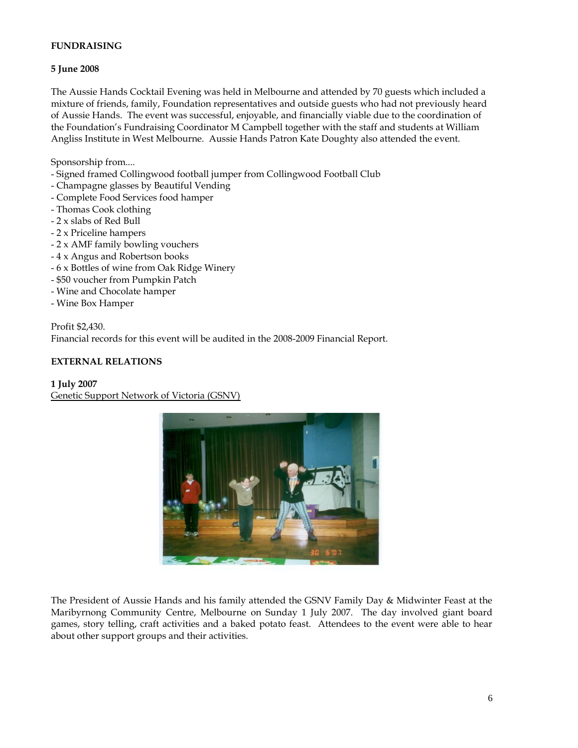**FUNDRAISING**

**5 June 2008**

The Aussie Hands Cocktail Evening was held in Melbourne and attended by 70 guests which included a mixture of friends, family, Foundation representatives and outside guests who had not previously heard of Aussie Hands. The event was successful, enjoyable, and financially viable due to the coordination of the Foundation's Fundraising Coordinator M Campbell together with the staff and students at William Angliss Institute in West Melbourne. Aussie Hands Patron Kate Doughty also attended the event.

Sponsorship from....

- Signed framed Collingwood football jumper from Collingwood Football Club
- Champagne glasses by Beautiful Vending
- Complete Food Services food hamper
- Thomas Cook clothing
- 2 x slabs of Red Bull
- 2 x Priceline hampers
- 2 x AMF family bowling vouchers
- 4 x Angus and Robertson books
- 6 x Bottles of wine from Oak Ridge Winery
- $50 voucher from Pumpkin Patch
- Wine and Chocolate hamper
- Wine Box Hamper

Profit $2,430.
Financial records for this event will be audited in the 2008-2009 Financial Report.

**EXTERNAL RELATIONS**

**1 July 2007**
Genetic Support Network of Victoria (GSNV)

The President of Aussie Hands and his family attended the GSNV Family Day & Midwinter Feast at the Maribyrnong Community Centre, Melbourne on Sunday 1 July 2007. The day involved giant board games, story telling, craft activities and a baked potato feast. Attendees to the event were able to hear about other support groups and their activities.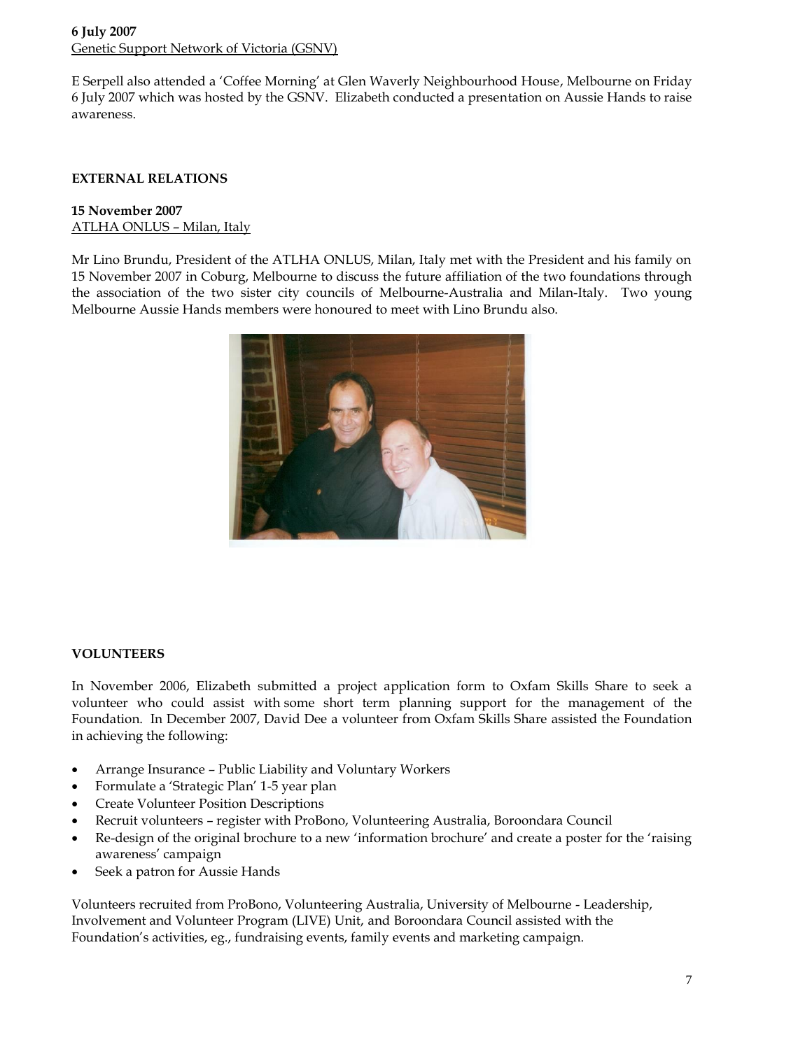**6 July 2007**
Genetic Support Network of Victoria (GSNV)

E Serpell also attended a 'Coffee Morning' at Glen Waverly Neighbourhood House, Melbourne on Friday 6 July 2007 which was hosted by the GSNV. Elizabeth conducted a presentation on Aussie Hands to raise awareness.

**EXTERNAL RELATIONS**

**15 November 2007**
ATLHA ONLUS – Milan, Italy

Mr Lino Brundu, President of the ATLHA ONLUS, Milan, Italy met with the President and his family on 15 November 2007 in Coburg, Melbourne to discuss the future affiliation of the two foundations through the association of the two sister city councils of Melbourne-Australia and Milan-Italy. Two young Melbourne Aussie Hands members were honoured to meet with Lino Brundu also.

**VOLUNTEERS**

In November 2006, Elizabeth submitted a project application form to Oxfam Skills Share to seek a volunteer who could assist with some short term planning support for the management of the Foundation. In December 2007, David Dee a volunteer from Oxfam Skills Share assisted the Foundation in achieving the following:

- Arrange Insurance – Public Liability and Voluntary Workers
- Formulate a 'Strategic Plan' 1-5 year plan
- Create Volunteer Position Descriptions
- Recruit volunteers – register with ProBono, Volunteering Australia, Boroondara Council
- Re-design of the original brochure to a new 'information brochure' and create a poster for the 'raising awareness' campaign
- Seek a patron for Aussie Hands

Volunteers recruited from ProBono, Volunteering Australia, University of Melbourne - Leadership, Involvement and Volunteer Program (LIVE) Unit, and Boroondara Council assisted with the Foundation's activities, eg., fundraising events, family events and marketing campaign.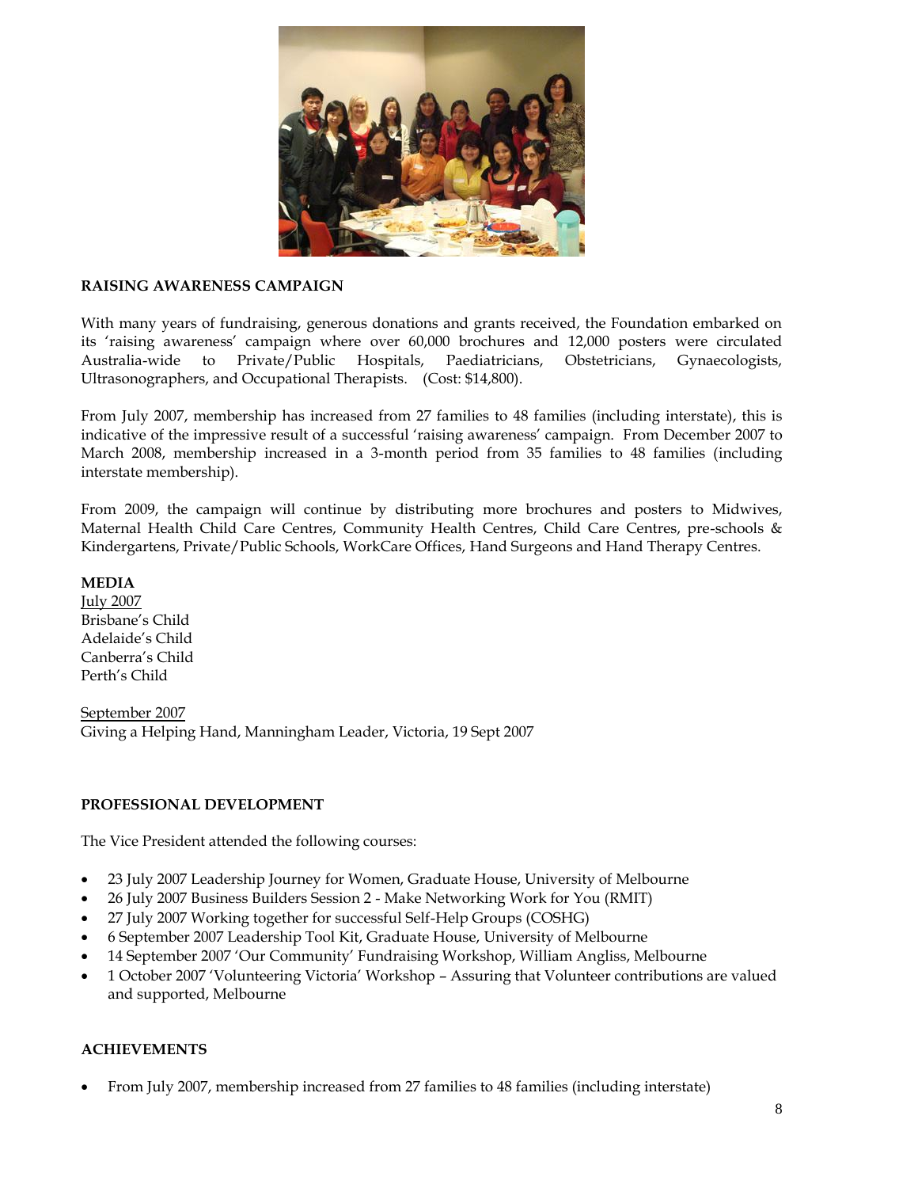## RAISING AWARENESS CAMPAIGN

With many years of fundraising, generous donations and grants received, the Foundation embarked on its 'raising awareness' campaign where over 60,000 brochures and 12,000 posters were circulated Australia-wide to Private/Public Hospitals, Paediatricians, Obstetricians, Gynaecologists, Ultrasonographers, and Occupational Therapists. (Cost: $14,800).

From July 2007, membership has increased from 27 families to 48 families (including interstate), this is indicative of the impressive result of a successful 'raising awareness' campaign. From December 2007 to March 2008, membership increased in a 3-month period from 35 families to 48 families (including interstate membership).

From 2009, the campaign will continue by distributing more brochures and posters to Midwives, Maternal Health Child Care Centres, Community Health Centres, Child Care Centres, pre-schools & Kindergartens, Private/Public Schools, WorkCare Offices, Hand Surgeons and Hand Therapy Centres.

## MEDIA

July 2007
Brisbane's Child
Adelaide's Child
Canberra's Child
Perth's Child

September 2007
Giving a Helping Hand, Manningham Leader, Victoria, 19 Sept 2007

## PROFESSIONAL DEVELOPMENT

The Vice President attended the following courses:

- 23 July 2007 Leadership Journey for Women, Graduate House, University of Melbourne
- 26 July 2007 Business Builders Session 2 - Make Networking Work for You (RMIT)
- 27 July 2007 Working together for successful Self-Help Groups (COSHG)
- 6 September 2007 Leadership Tool Kit, Graduate House, University of Melbourne
- 14 September 2007 'Our Community' Fundraising Workshop, William Angliss, Melbourne
- 1 October 2007 'Volunteering Victoria' Workshop – Assuring that Volunteer contributions are valued and supported, Melbourne

## ACHIEVEMENTS

- From July 2007, membership increased from 27 families to 48 families (including interstate)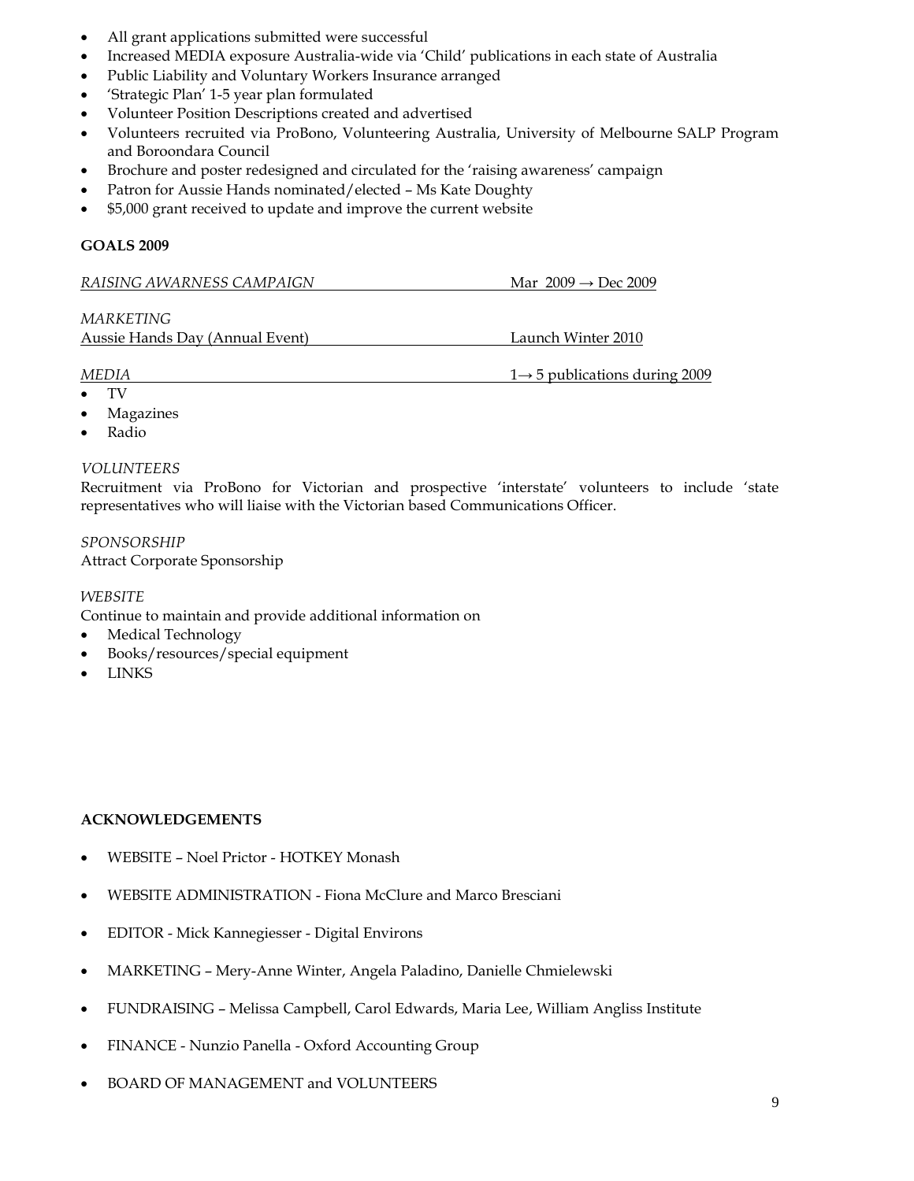- All grant applications submitted were successful
- Increased MEDIA exposure Australia-wide via 'Child' publications in each state of Australia
- Public Liability and Voluntary Workers Insurance arranged
- 'Strategic Plan' 1-5 year plan formulated
- Volunteer Position Descriptions created and advertised
- Volunteers recruited via ProBono, Volunteering Australia, University of Melbourne SALP Program and Boroondara Council
- Brochure and poster redesigned and circulated for the 'raising awareness' campaign
- Patron for Aussie Hands nominated/elected – Ms Kate Doughty
- \$5,000 grant received to update and improve the current website

**GOALS 2009**

*RAISING AWARNESS CAMPAIGN* Mar 2009 → Dec 2009

*MARKETING*
Aussie Hands Day (Annual Event) Launch Winter 2010

*MEDIA* 1→ 5 publications during 2009

- TV
- Magazines
- Radio

*VOLUNTEERS*
Recruitment via ProBono for Victorian and prospective 'interstate' volunteers to include 'state representatives who will liaise with the Victorian based Communications Officer.

*SPONSORSHIP*
Attract Corporate Sponsorship

*WEBSITE*
Continue to maintain and provide additional information on

- Medical Technology
- Books/resources/special equipment
- LINKS

**ACKNOWLEDGEMENTS**

- WEBSITE – Noel Prictor - HOTKEY Monash
- WEBSITE ADMINISTRATION - Fiona McClure and Marco Bresciani
- EDITOR - Mick Kannegiesser - Digital Environs
- MARKETING – Mery-Anne Winter, Angela Paladino, Danielle Chmielewski
- FUNDRAISING – Melissa Campbell, Carol Edwards, Maria Lee, William Angliss Institute
- FINANCE - Nunzio Panella - Oxford Accounting Group
- BOARD OF MANAGEMENT and VOLUNTEERS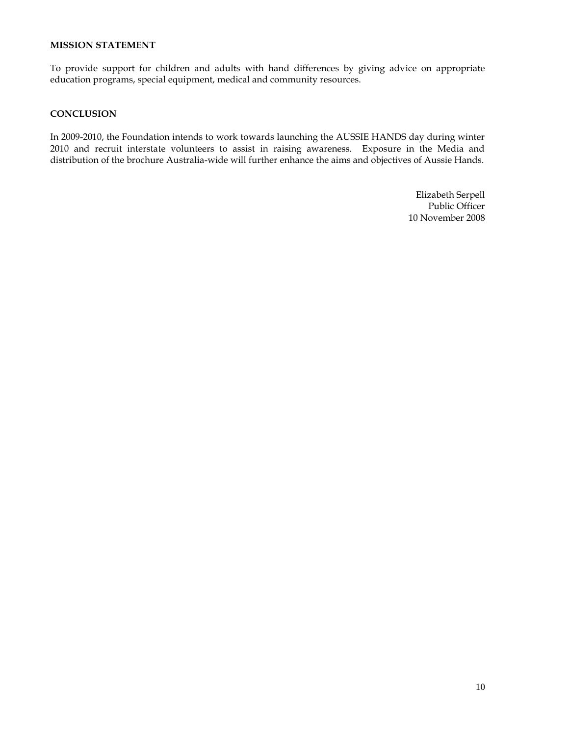## MISSION STATEMENT

To provide support for children and adults with hand differences by giving advice on appropriate education programs, special equipment, medical and community resources.

## CONCLUSION

In 2009-2010, the Foundation intends to work towards launching the AUSSIE HANDS day during winter 2010 and recruit interstate volunteers to assist in raising awareness. Exposure in the Media and distribution of the brochure Australia-wide will further enhance the aims and objectives of Aussie Hands.

Elizabeth Serpell
Public Officer
10 November 2008